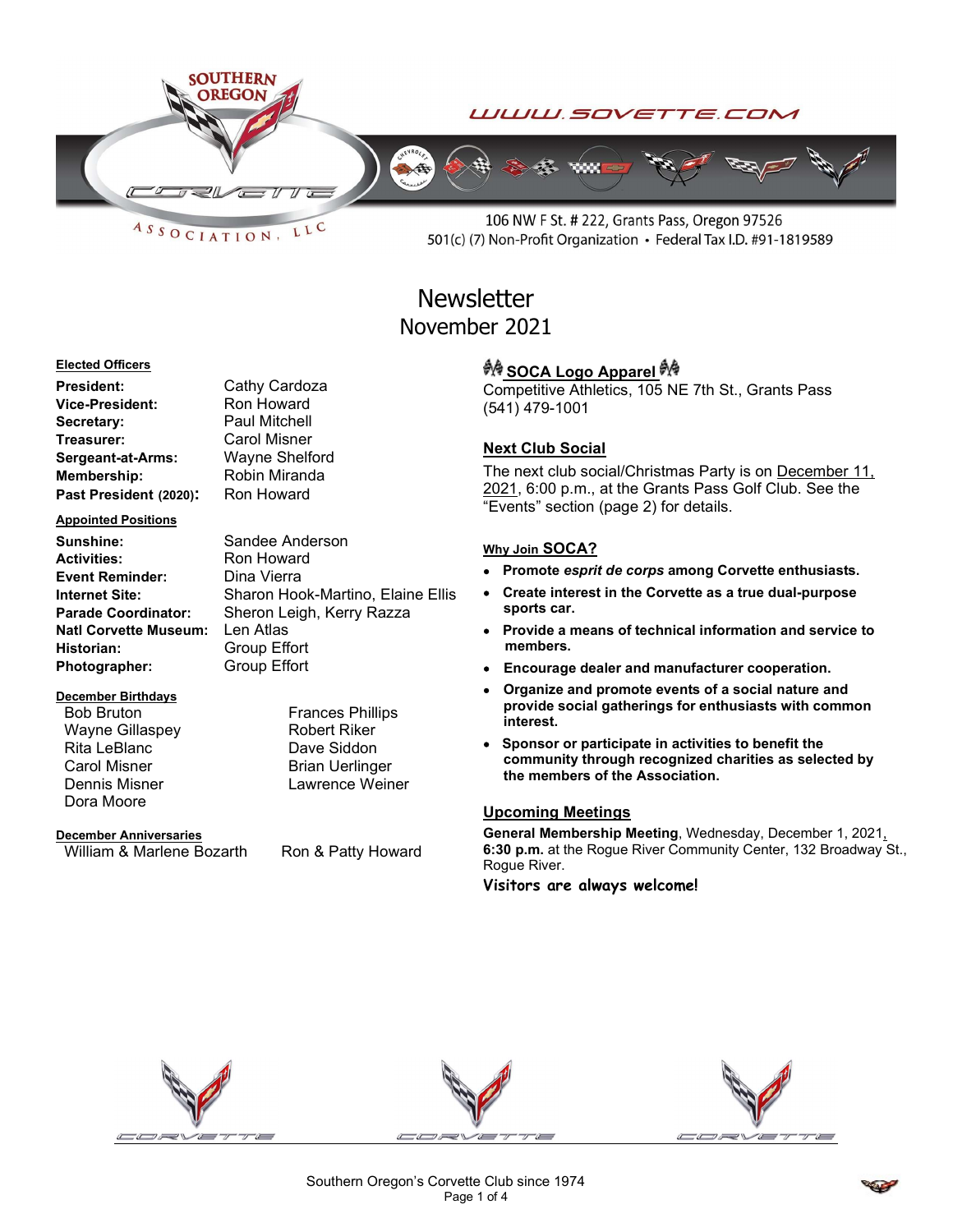WWW.SOVETTE.COM

106 NW F St. # 222, Grants Pass, Oregon 97526
501(c) (7) Non-Profit Organization • Federal Tax I.D. #91-1819589

# Newsletter
## November 2021

**Elected Officers**

| | |
|---|---|
| **President:** | Cathy Cardoza |
| **Vice-President:** | Ron Howard |
| **Secretary:** | Paul Mitchell |
| **Treasurer:** | Carol Misner |
| **Sergeant-at-Arms:** | Wayne Shelford |
| **Membership:** | Robin Miranda |
| **Past President (2020):** | Ron Howard |

**Appointed Positions**

| | |
|---|---|
| **Sunshine:** | Sandee Anderson |
| **Activities:** | Ron Howard |
| **Event Reminder:** | Dina Vierra |
| **Internet Site:** | Sharon Hook-Martino, Elaine Ellis |
| **Parade Coordinator:** | Sheron Leigh, Kerry Razza |
| **Natl Corvette Museum:** | Len Atlas |
| **Historian:** | Group Effort |
| **Photographer:** | Group Effort |

**December Birthdays**

Bob Bruton
Wayne Gillaspey
Rita LeBlanc
Carol Misner
Dennis Misner
Dora Moore
Frances Phillips
Robert Riker
Dave Siddon
Brian Uerlinger
Lawrence Weiner

**December Anniversaries**

William & Marlene Bozarth
Ron & Patty Howard

### SOCA Logo Apparel

Competitive Athletics, 105 NE 7th St., Grants Pass
(541) 479-1001

### Next Club Social

The next club social/Christmas Party is on December 11, 2021, 6:00 p.m., at the Grants Pass Golf Club. See the "Events" section (page 2) for details.

### Why Join SOCA?

- **Promote *esprit de corps* among Corvette enthusiasts.**
- **Create interest in the Corvette as a true dual-purpose sports car.**
- **Provide a means of technical information and service to members.**
- **Encourage dealer and manufacturer cooperation.**
- **Organize and promote events of a social nature and provide social gatherings for enthusiasts with common interest.**
- **Sponsor or participate in activities to benefit the community through recognized charities as selected by the members of the Association.**

### Upcoming Meetings

**General Membership Meeting**, Wednesday, December 1, 2021, **6:30 p.m.** at the Rogue River Community Center, 132 Broadway St., Rogue River.

**Visitors are always welcome!**

Southern Oregon's Corvette Club since 1974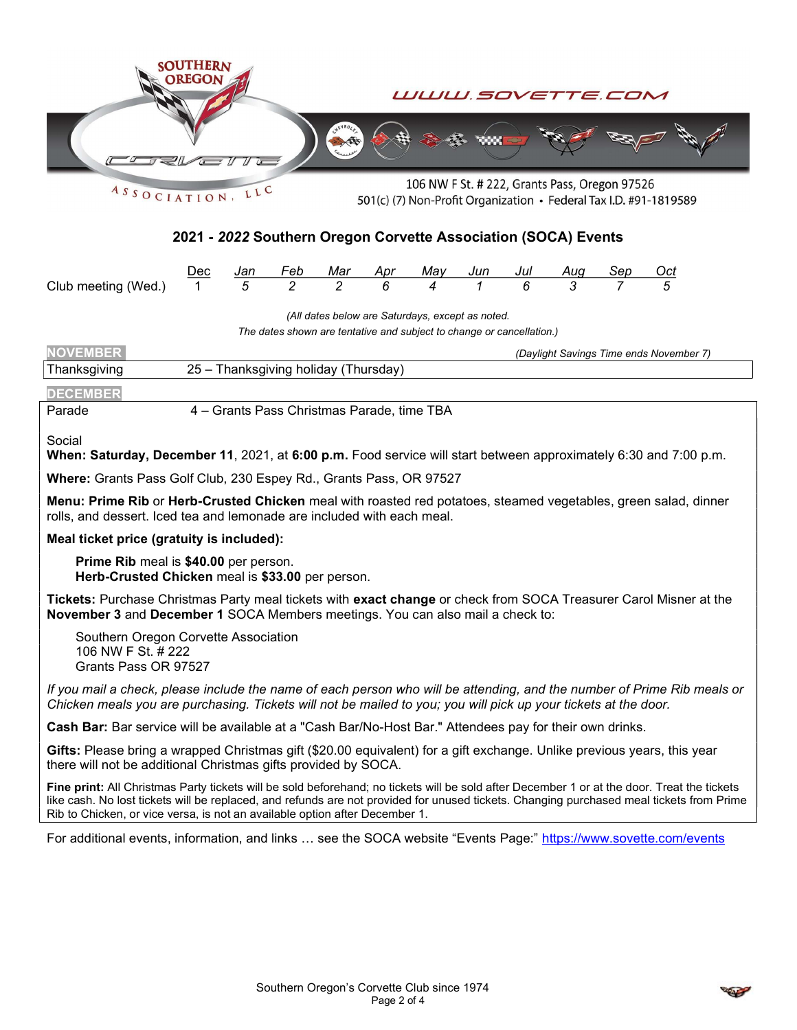SOUTHERN OREGON CORVETTE ASSOCIATION, LLC

WWW.SOVETTE.COM

106 NW F St. # 222, Grants Pass, Oregon 97526
501(c) (7) Non-Profit Organization • Federal Tax I.D. #91-1819589

## 2021 - *2022* Southern Oregon Corvette Association (SOCA) Events

| | Dec | *Jan* | *Feb* | *Mar* | *Apr* | *May* | *Jun* | *Jul* | *Aug* | *Sep* | *Oct* |
|---|---|---|---|---|---|---|---|---|---|---|---|
| Club meeting (Wed.) | 1 | *5* | *2* | *2* | *6* | *4* | *1* | *6* | *3* | *7* | *5* |

*(All dates below are Saturdays, except as noted.*
*The dates shown are tentative and subject to change or cancellation.)*

### NOVEMBER

*(Daylight Savings Time ends November 7)*

| | |
|---|---|
| Thanksgiving | 25 – Thanksgiving holiday (Thursday) |

### DECEMBER

Parade 4 – Grants Pass Christmas Parade, time TBA

Social

**When: Saturday, December 11**, 2021, at **6:00 p.m.** Food service will start between approximately 6:30 and 7:00 p.m.

**Where:** Grants Pass Golf Club, 230 Espey Rd., Grants Pass, OR 97527

**Menu: Prime Rib** or **Herb-Crusted Chicken** meal with roasted red potatoes, steamed vegetables, green salad, dinner rolls, and dessert. Iced tea and lemonade are included with each meal.

**Meal ticket price (gratuity is included):**

**Prime Rib** meal is **$40.00** per person.
**Herb-Crusted Chicken** meal is **$33.00** per person.

**Tickets:** Purchase Christmas Party meal tickets with **exact change** or check from SOCA Treasurer Carol Misner at the **November 3** and **December 1** SOCA Members meetings. You can also mail a check to:

Southern Oregon Corvette Association
106 NW F St. # 222
Grants Pass OR 97527

*If you mail a check, please include the name of each person who will be attending, and the number of Prime Rib meals or Chicken meals you are purchasing. Tickets will not be mailed to you; you will pick up your tickets at the door.*

**Cash Bar:** Bar service will be available at a "Cash Bar/No-Host Bar." Attendees pay for their own drinks.

**Gifts:** Please bring a wrapped Christmas gift ($20.00 equivalent) for a gift exchange. Unlike previous years, this year there will not be additional Christmas gifts provided by SOCA.

**Fine print:** All Christmas Party tickets will be sold beforehand; no tickets will be sold after December 1 or at the door. Treat the tickets like cash. No lost tickets will be replaced, and refunds are not provided for unused tickets. Changing purchased meal tickets from Prime Rib to Chicken, or vice versa, is not an available option after December 1.

For additional events, information, and links … see the SOCA website "Events Page:" [https://www.sovette.com/events](https://www.sovette.com/events)

Southern Oregon's Corvette Club since 1974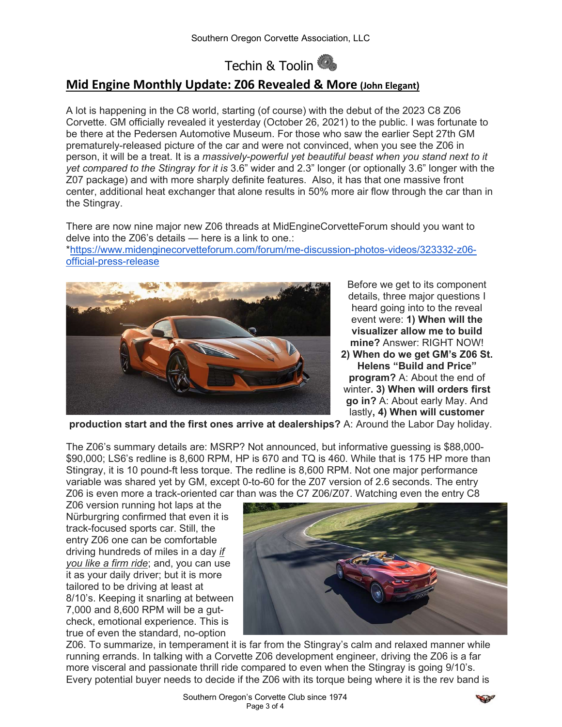## Techin & Toolin

## Mid Engine Monthly Update: Z06 Revealed & More (John Elegant)

A lot is happening in the C8 world, starting (of course) with the debut of the 2023 C8 Z06 Corvette. GM officially revealed it yesterday (October 26, 2021) to the public. I was fortunate to be there at the Pedersen Automotive Museum. For those who saw the earlier Sept 27th GM prematurely-released picture of the car and were not convinced, when you see the Z06 in person, it will be a treat. It is a *massively-powerful yet beautiful beast when you stand next to it yet compared to the Stingray for it is* 3.6" wider and 2.3" longer (or optionally 3.6" longer with the Z07 package) and with more sharply definite features. Also, it has that one massive front center, additional heat exchanger that alone results in 50% more air flow through the car than in the Stingray.

There are now nine major new Z06 threads at MidEngineCorvetteForum should you want to delve into the Z06's details — here is a link to one.:
*https://www.midenginecorvetteforum.com/forum/me-discussion-photos-videos/323332-z06-official-press-release

Before we get to its component details, three major questions I heard going into the reveal event were: **1) When will the visualizer allow me to build mine?** Answer: RIGHT NOW! **2) When do we get GM's Z06 St. Helens "Build and Price" program?** A: About the end of winter**. 3) When will orders first go in?** A: About early May. And lastly**, 4) When will customer production start and the first ones arrive at dealerships?** A: Around the Labor Day holiday.

The Z06's summary details are: MSRP? Not announced, but informative guessing is $88,000-$90,000; LS6's redline is 8,600 RPM, HP is 670 and TQ is 460. While that is 175 HP more than Stingray, it is 10 pound-ft less torque. The redline is 8,600 RPM. Not one major performance variable was shared yet by GM, except 0-to-60 for the Z07 version of 2.6 seconds. The entry Z06 is even more a track-oriented car than was the C7 Z06/Z07. Watching even the entry C8 Z06 version running hot laps at the Nürburgring confirmed that even it is track-focused sports car. Still, the entry Z06 one can be comfortable driving hundreds of miles in a day *if you like a firm ride*; and, you can use it as your daily driver; but it is more tailored to be driving at least at 8/10's. Keeping it snarling at between 7,000 and 8,600 RPM will be a gut-check, emotional experience. This is true of even the standard, no-option Z06. To summarize, in temperament it is far from the Stingray's calm and relaxed manner while running errands. In talking with a Corvette Z06 development engineer, driving the Z06 is a far more visceral and passionate thrill ride compared to even when the Stingray is going 9/10's. Every potential buyer needs to decide if the Z06 with its torque being where it is the rev band is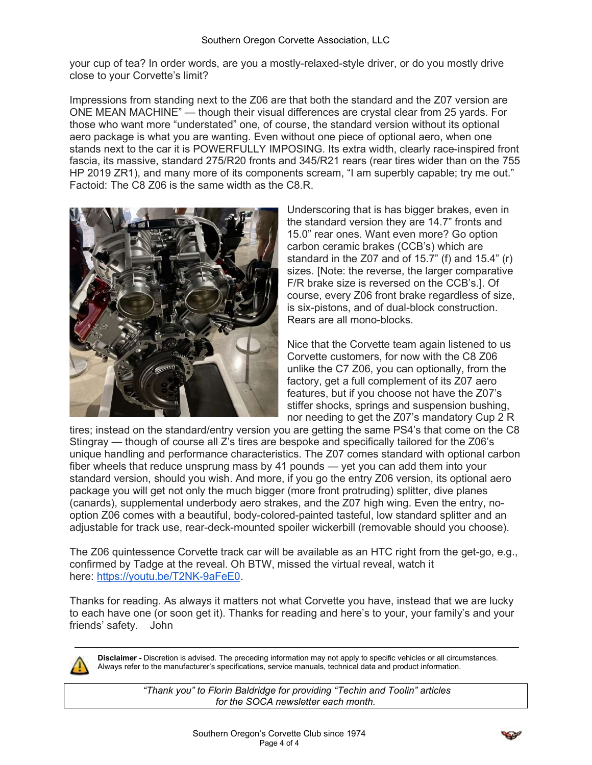your cup of tea? In order words, are you a mostly-relaxed-style driver, or do you mostly drive close to your Corvette's limit?

Impressions from standing next to the Z06 are that both the standard and the Z07 version are ONE MEAN MACHINE" — though their visual differences are crystal clear from 25 yards. For those who want more "understated" one, of course, the standard version without its optional aero package is what you are wanting. Even without one piece of optional aero, when one stands next to the car it is POWERFULLY IMPOSING. Its extra width, clearly race-inspired front fascia, its massive, standard 275/R20 fronts and 345/R21 rears (rear tires wider than on the 755 HP 2019 ZR1), and many more of its components scream, "I am superbly capable; try me out." Factoid: The C8 Z06 is the same width as the C8.R.

Underscoring that is has bigger brakes, even in the standard version they are 14.7" fronts and 15.0" rear ones. Want even more? Go option carbon ceramic brakes (CCB's) which are standard in the Z07 and of 15.7" (f) and 15.4" (r) sizes. [Note: the reverse, the larger comparative F/R brake size is reversed on the CCB's.]. Of course, every Z06 front brake regardless of size, is six-pistons, and of dual-block construction. Rears are all mono-blocks.

Nice that the Corvette team again listened to us Corvette customers, for now with the C8 Z06 unlike the C7 Z06, you can optionally, from the factory, get a full complement of its Z07 aero features, but if you choose not have the Z07's stiffer shocks, springs and suspension bushing, nor needing to get the Z07's mandatory Cup 2 R tires; instead on the standard/entry version you are getting the same PS4's that come on the C8 Stingray — though of course all Z's tires are bespoke and specifically tailored for the Z06's unique handling and performance characteristics. The Z07 comes standard with optional carbon fiber wheels that reduce unsprung mass by 41 pounds — yet you can add them into your standard version, should you wish. And more, if you go the entry Z06 version, its optional aero package you will get not only the much bigger (more front protruding) splitter, dive planes (canards), supplemental underbody aero strakes, and the Z07 high wing. Even the entry, no-option Z06 comes with a beautiful, body-colored-painted tasteful, low standard splitter and an adjustable for track use, rear-deck-mounted spoiler wickerbill (removable should you choose).

The Z06 quintessence Corvette track car will be available as an HTC right from the get-go, e.g., confirmed by Tadge at the reveal. Oh BTW, missed the virtual reveal, watch it here: https://youtu.be/T2NK-9aFeE0.

Thanks for reading. As always it matters not what Corvette you have, instead that we are lucky to each have one (or soon get it). Thanks for reading and here's to your, your family's and your friends' safety. John

---

**Disclaimer -** Discretion is advised. The preceding information may not apply to specific vehicles or all circumstances. Always refer to the manufacturer's specifications, service manuals, technical data and product information.

*"Thank you" to Florin Baldridge for providing "Techin and Toolin" articles for the SOCA newsletter each month.*

Southern Oregon's Corvette Club since 1974